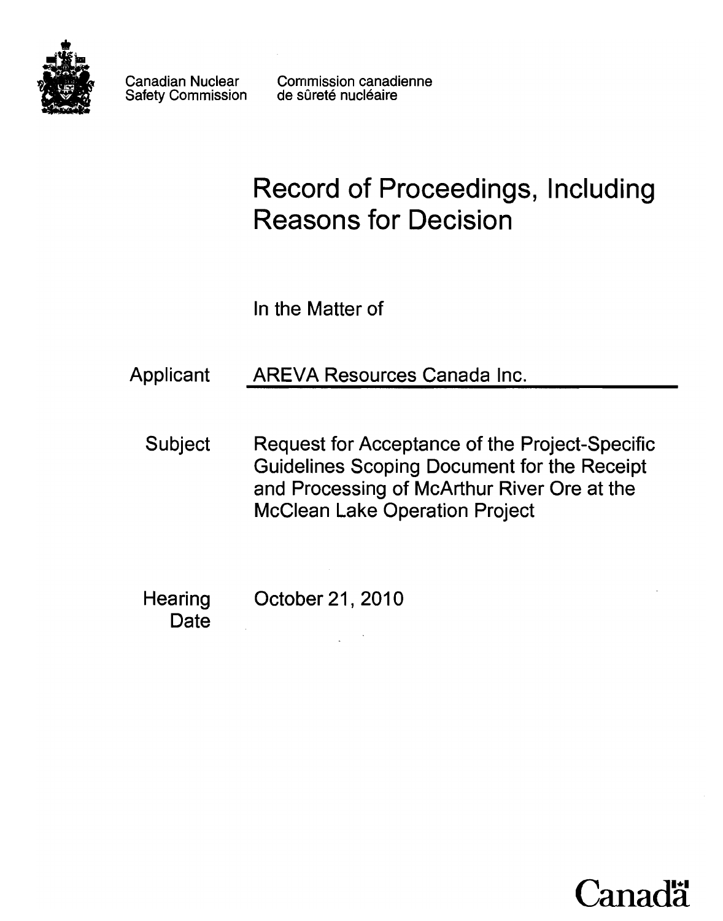Canadian Nuclear Safety Commission

Commission canadienne de sûreté nucléaire

# Record of Proceedings, Including Reasons for Decision

In the Matter of

| | |
|---|---|
| Applicant | AREVA Resources Canada Inc. |
| Subject | Request for Acceptance of the Project-Specific Guidelines Scoping Document for the Receipt and Processing of McArthur River Ore at the McClean Lake Operation Project |
| Hearing Date | October 21, 2010 |

Canada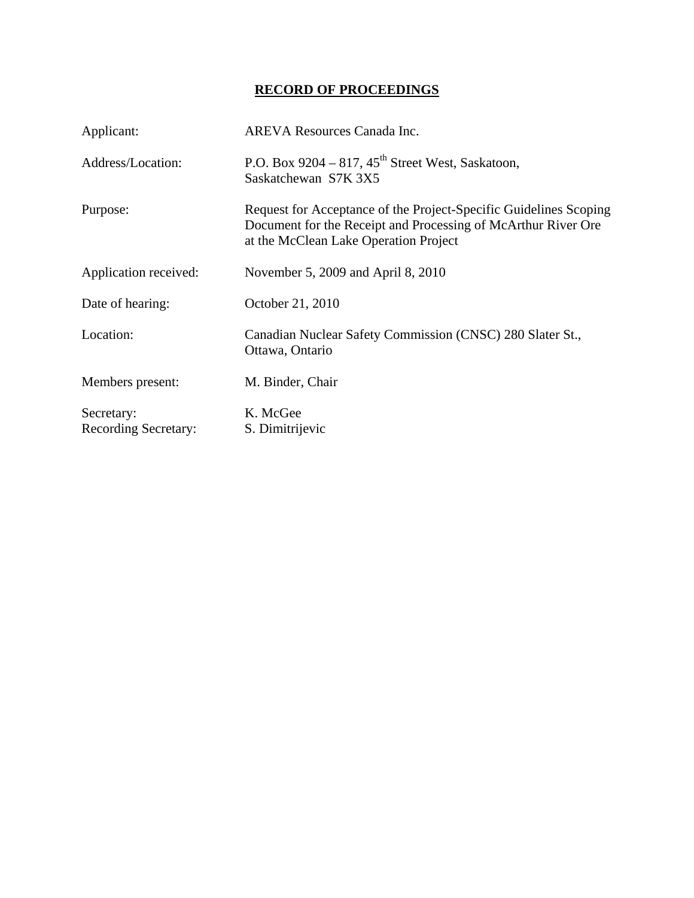# RECORD OF PROCEEDINGS

| | |
|---|---|
| Applicant: | AREVA Resources Canada Inc. |
| Address/Location: | P.O. Box 9204 – 817, 45th Street West, Saskatoon, Saskatchewan S7K 3X5 |
| Purpose: | Request for Acceptance of the Project-Specific Guidelines Scoping Document for the Receipt and Processing of McArthur River Ore at the McClean Lake Operation Project |
| Application received: | November 5, 2009 and April 8, 2010 |
| Date of hearing: | October 21, 2010 |
| Location: | Canadian Nuclear Safety Commission (CNSC) 280 Slater St., Ottawa, Ontario |
| Members present: | M. Binder, Chair |
| Secretary: | K. McGee |
| Recording Secretary: | S. Dimitrijevic |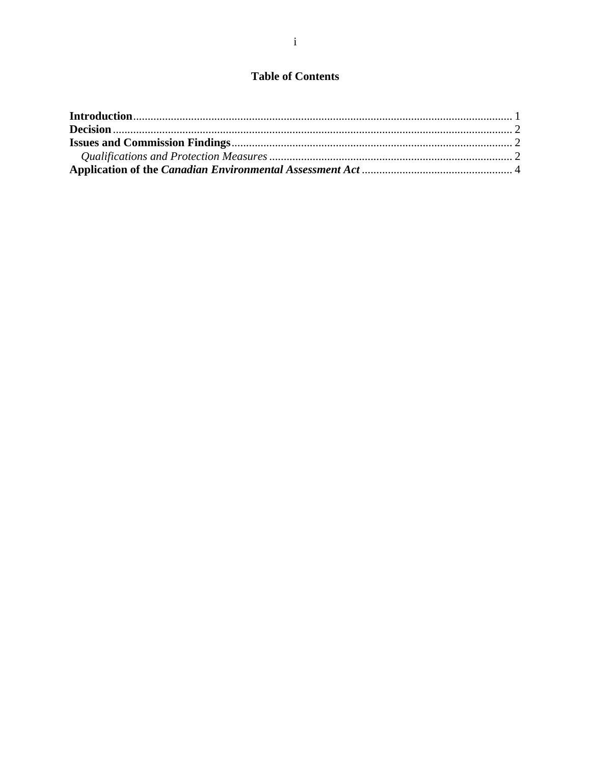## Table of Contents

**Introduction** .......... 1
**Decision** .......... 2
**Issues and Commission Findings** .......... 2
  *Qualifications and Protection Measures* .......... 2
**Application of the *Canadian Environmental Assessment Act*** .......... 4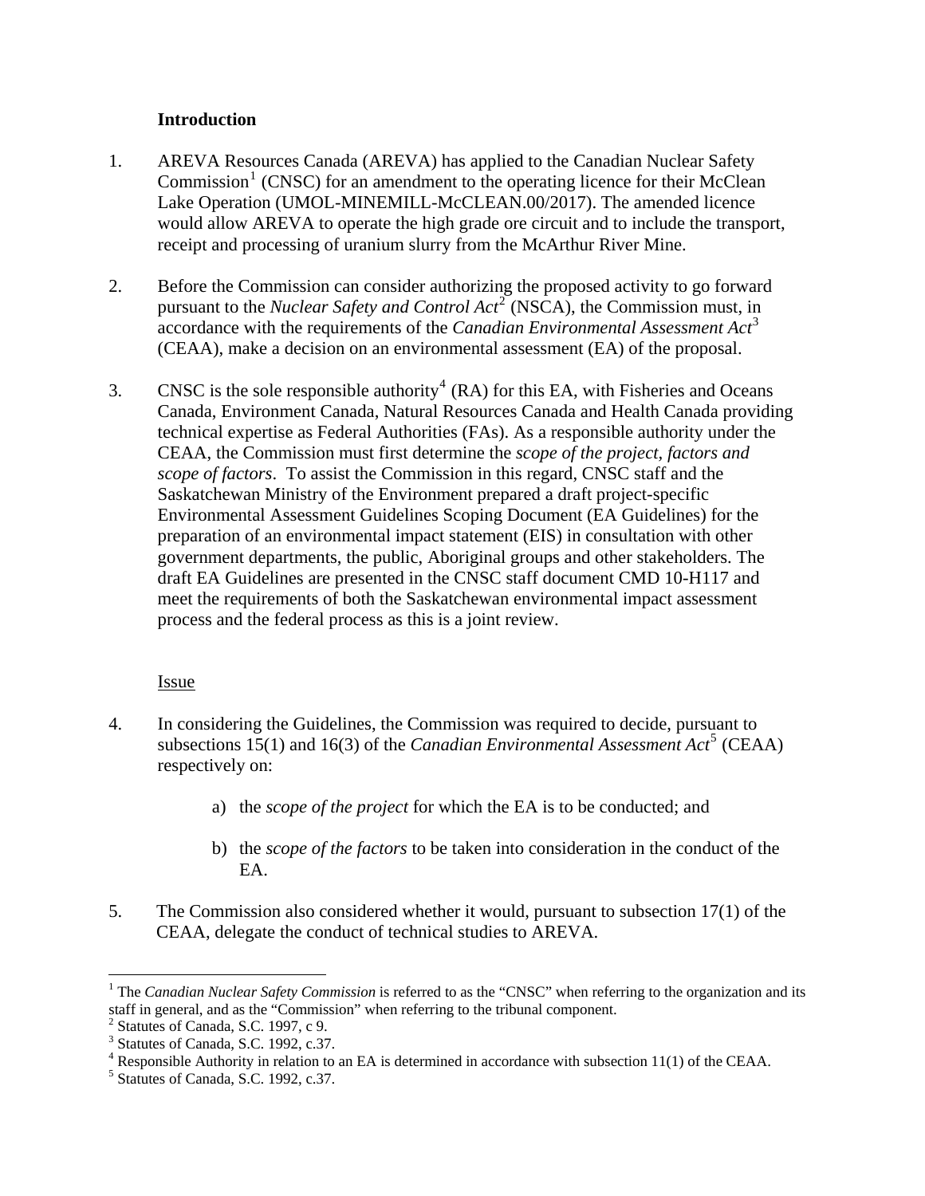## Introduction

1. AREVA Resources Canada (AREVA) has applied to the Canadian Nuclear Safety Commission[1] (CNSC) for an amendment to the operating licence for their McClean Lake Operation (UMOL-MINEMILL-McCLEAN.00/2017). The amended licence would allow AREVA to operate the high grade ore circuit and to include the transport, receipt and processing of uranium slurry from the McArthur River Mine.

2. Before the Commission can consider authorizing the proposed activity to go forward pursuant to the *Nuclear Safety and Control Act*[2] (NSCA), the Commission must, in accordance with the requirements of the *Canadian Environmental Assessment Act*[3] (CEAA), make a decision on an environmental assessment (EA) of the proposal.

3. CNSC is the sole responsible authority[4] (RA) for this EA, with Fisheries and Oceans Canada, Environment Canada, Natural Resources Canada and Health Canada providing technical expertise as Federal Authorities (FAs). As a responsible authority under the CEAA, the Commission must first determine the *scope of the project, factors and scope of factors*. To assist the Commission in this regard, CNSC staff and the Saskatchewan Ministry of the Environment prepared a draft project-specific Environmental Assessment Guidelines Scoping Document (EA Guidelines) for the preparation of an environmental impact statement (EIS) in consultation with other government departments, the public, Aboriginal groups and other stakeholders. The draft EA Guidelines are presented in the CNSC staff document CMD 10-H117 and meet the requirements of both the Saskatchewan environmental impact assessment process and the federal process as this is a joint review.

### Issue

4. In considering the Guidelines, the Commission was required to decide, pursuant to subsections 15(1) and 16(3) of the *Canadian Environmental Assessment Act*[5] (CEAA) respectively on:

   a) the *scope of the project* for which the EA is to be conducted; and

   b) the *scope of the factors* to be taken into consideration in the conduct of the EA.

5. The Commission also considered whether it would, pursuant to subsection 17(1) of the CEAA, delegate the conduct of technical studies to AREVA.

---

[1] The *Canadian Nuclear Safety Commission* is referred to as the "CNSC" when referring to the organization and its staff in general, and as the "Commission" when referring to the tribunal component.
[2] Statutes of Canada, S.C. 1997, c 9.
[3] Statutes of Canada, S.C. 1992, c.37.
[4] Responsible Authority in relation to an EA is determined in accordance with subsection 11(1) of the CEAA.
[5] Statutes of Canada, S.C. 1992, c.37.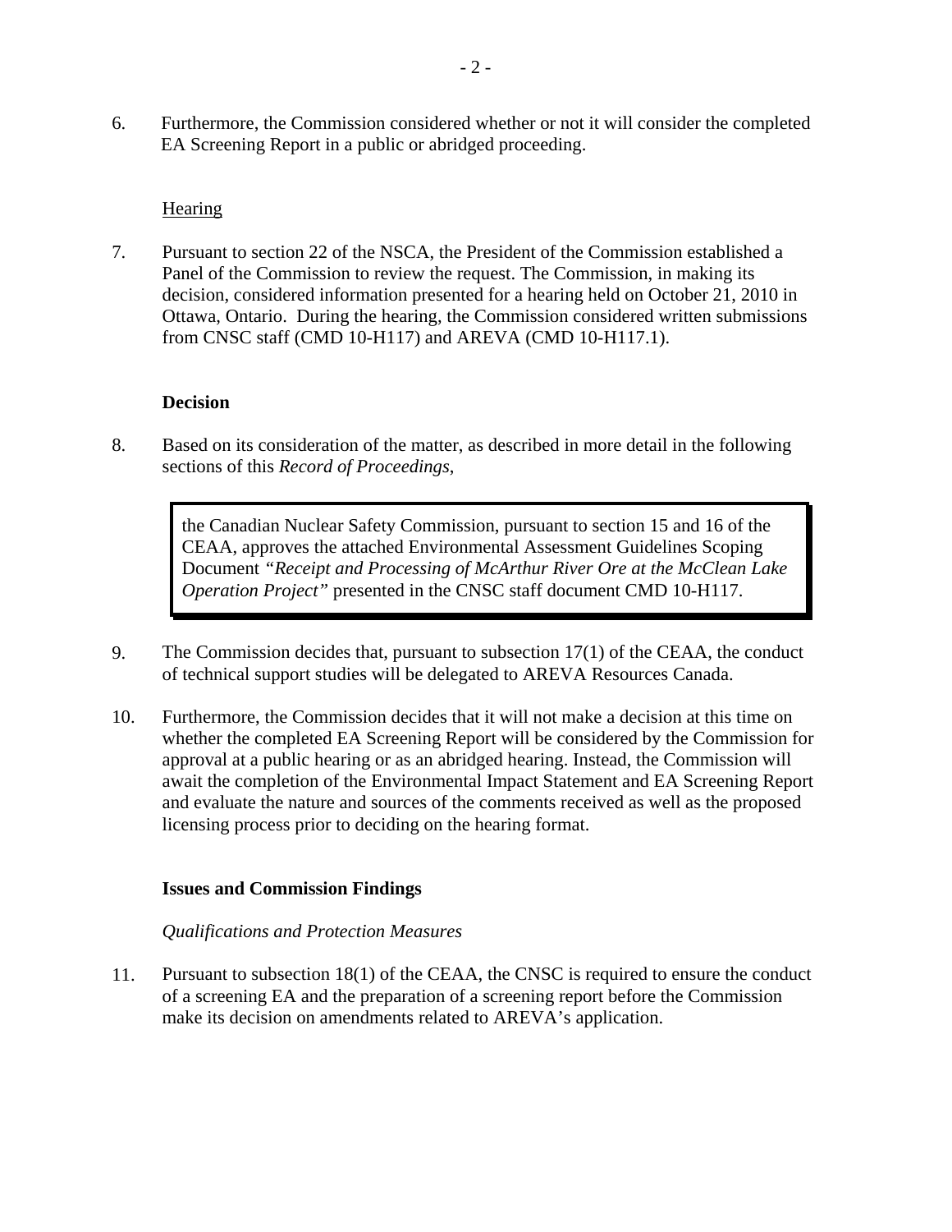6. Furthermore, the Commission considered whether or not it will consider the completed EA Screening Report in a public or abridged proceeding.

## Hearing

7. Pursuant to section 22 of the NSCA, the President of the Commission established a Panel of the Commission to review the request. The Commission, in making its decision, considered information presented for a hearing held on October 21, 2010 in Ottawa, Ontario. During the hearing, the Commission considered written submissions from CNSC staff (CMD 10-H117) and AREVA (CMD 10-H117.1).

## Decision

8. Based on its consideration of the matter, as described in more detail in the following sections of this *Record of Proceedings*,

> the Canadian Nuclear Safety Commission, pursuant to section 15 and 16 of the CEAA, approves the attached Environmental Assessment Guidelines Scoping Document *"Receipt and Processing of McArthur River Ore at the McClean Lake Operation Project"* presented in the CNSC staff document CMD 10-H117.

9. The Commission decides that, pursuant to subsection 17(1) of the CEAA, the conduct of technical support studies will be delegated to AREVA Resources Canada.

10. Furthermore, the Commission decides that it will not make a decision at this time on whether the completed EA Screening Report will be considered by the Commission for approval at a public hearing or as an abridged hearing. Instead, the Commission will await the completion of the Environmental Impact Statement and EA Screening Report and evaluate the nature and sources of the comments received as well as the proposed licensing process prior to deciding on the hearing format.

## Issues and Commission Findings

### *Qualifications and Protection Measures*

11. Pursuant to subsection 18(1) of the CEAA, the CNSC is required to ensure the conduct of a screening EA and the preparation of a screening report before the Commission make its decision on amendments related to AREVA's application.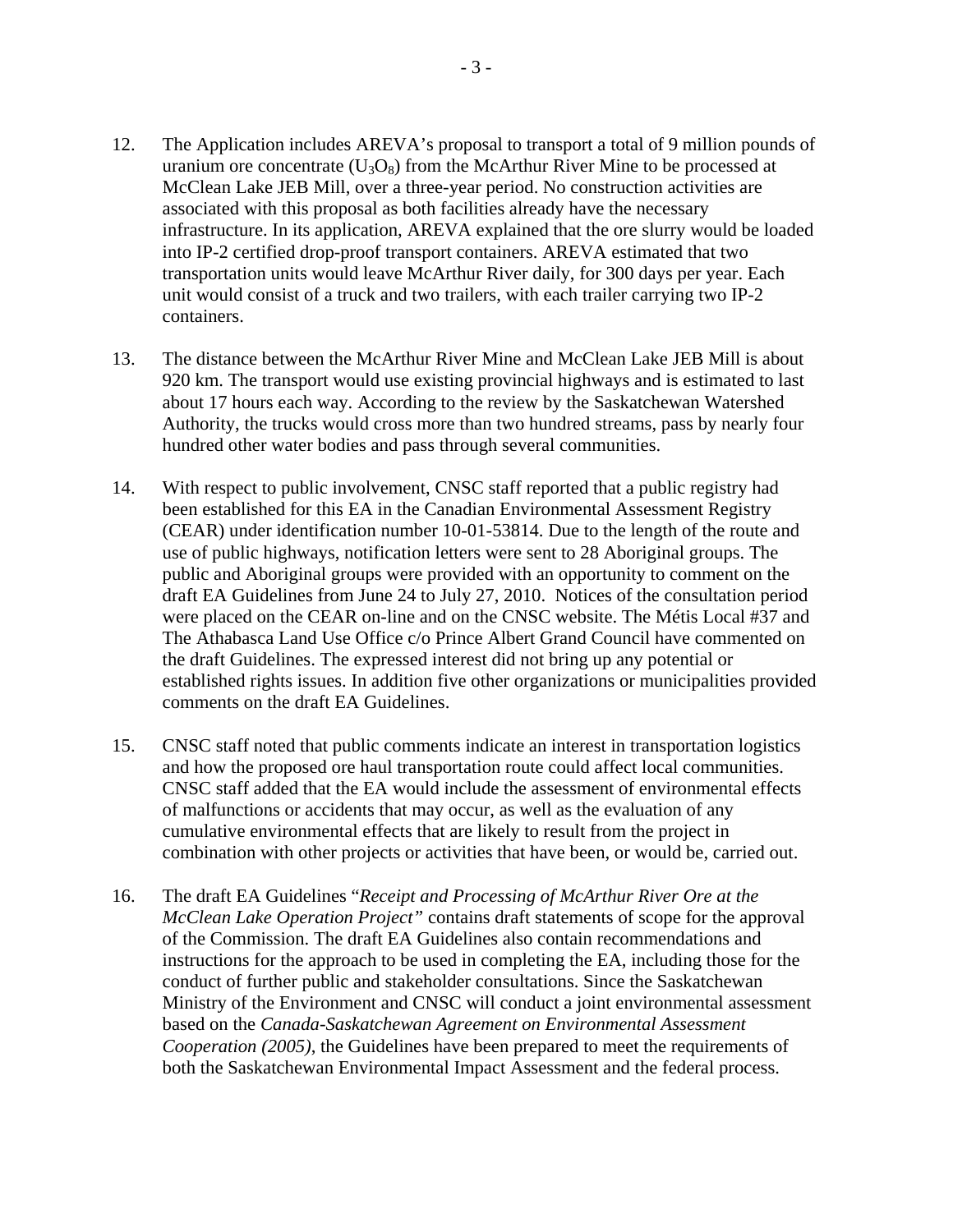12. The Application includes AREVA's proposal to transport a total of 9 million pounds of uranium ore concentrate ($U_3O_8$) from the McArthur River Mine to be processed at McClean Lake JEB Mill, over a three-year period. No construction activities are associated with this proposal as both facilities already have the necessary infrastructure. In its application, AREVA explained that the ore slurry would be loaded into IP-2 certified drop-proof transport containers. AREVA estimated that two transportation units would leave McArthur River daily, for 300 days per year. Each unit would consist of a truck and two trailers, with each trailer carrying two IP-2 containers.

13. The distance between the McArthur River Mine and McClean Lake JEB Mill is about 920 km. The transport would use existing provincial highways and is estimated to last about 17 hours each way. According to the review by the Saskatchewan Watershed Authority, the trucks would cross more than two hundred streams, pass by nearly four hundred other water bodies and pass through several communities.

14. With respect to public involvement, CNSC staff reported that a public registry had been established for this EA in the Canadian Environmental Assessment Registry (CEAR) under identification number 10-01-53814. Due to the length of the route and use of public highways, notification letters were sent to 28 Aboriginal groups. The public and Aboriginal groups were provided with an opportunity to comment on the draft EA Guidelines from June 24 to July 27, 2010. Notices of the consultation period were placed on the CEAR on-line and on the CNSC website. The Métis Local #37 and The Athabasca Land Use Office c/o Prince Albert Grand Council have commented on the draft Guidelines. The expressed interest did not bring up any potential or established rights issues. In addition five other organizations or municipalities provided comments on the draft EA Guidelines.

15. CNSC staff noted that public comments indicate an interest in transportation logistics and how the proposed ore haul transportation route could affect local communities. CNSC staff added that the EA would include the assessment of environmental effects of malfunctions or accidents that may occur, as well as the evaluation of any cumulative environmental effects that are likely to result from the project in combination with other projects or activities that have been, or would be, carried out.

16. The draft EA Guidelines "*Receipt and Processing of McArthur River Ore at the McClean Lake Operation Project"* contains draft statements of scope for the approval of the Commission. The draft EA Guidelines also contain recommendations and instructions for the approach to be used in completing the EA, including those for the conduct of further public and stakeholder consultations. Since the Saskatchewan Ministry of the Environment and CNSC will conduct a joint environmental assessment based on the *Canada-Saskatchewan Agreement on Environmental Assessment Cooperation (2005)*, the Guidelines have been prepared to meet the requirements of both the Saskatchewan Environmental Impact Assessment and the federal process.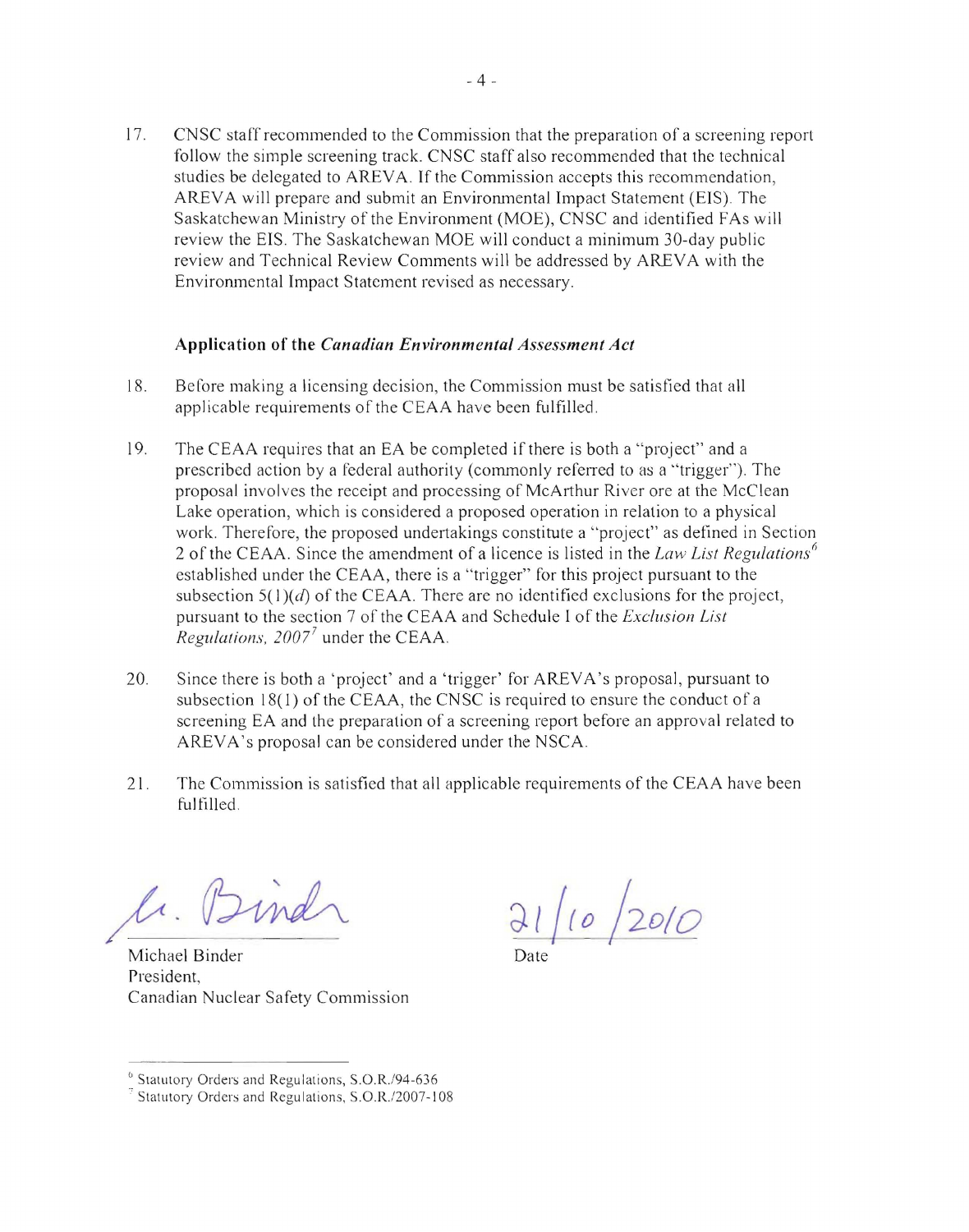17. CNSC staff recommended to the Commission that the preparation of a screening report follow the simple screening track. CNSC staff also recommended that the technical studies be delegated to AREVA. If the Commission accepts this recommendation, AREVA will prepare and submit an Environmental Impact Statement (EIS). The Saskatchewan Ministry of the Environment (MOE), CNSC and identified FAs will review the EIS. The Saskatchewan MOE will conduct a minimum 30-day public review and Technical Review Comments will be addressed by AREVA with the Environmental Impact Statement revised as necessary.

### Application of the *Canadian Environmental Assessment Act*

18. Before making a licensing decision, the Commission must be satisfied that all applicable requirements of the CEAA have been fulfilled.

19. The CEAA requires that an EA be completed if there is both a "project" and a prescribed action by a federal authority (commonly referred to as a "trigger"). The proposal involves the receipt and processing of McArthur River ore at the McClean Lake operation, which is considered a proposed operation in relation to a physical work. Therefore, the proposed undertakings constitute a "project" as defined in Section 2 of the CEAA. Since the amendment of a licence is listed in the *Law List Regulations*[6] established under the CEAA, there is a "trigger" for this project pursuant to the subsection 5(1)(*d*) of the CEAA. There are no identified exclusions for the project, pursuant to the section 7 of the CEAA and Schedule I of the *Exclusion List Regulations, 2007*[7] under the CEAA.

20. Since there is both a 'project' and a 'trigger' for AREVA's proposal, pursuant to subsection 18(1) of the CEAA, the CNSC is required to ensure the conduct of a screening EA and the preparation of a screening report before an approval related to AREVA's proposal can be considered under the NSCA.

21. The Commission is satisfied that all applicable requirements of the CEAA have been fulfilled.

M. Binder

Michael Binder
President,
Canadian Nuclear Safety Commission

21/10/2010

Date

---

[6] Statutory Orders and Regulations, S.O.R./94-636
[7] Statutory Orders and Regulations, S.O.R./2007-108